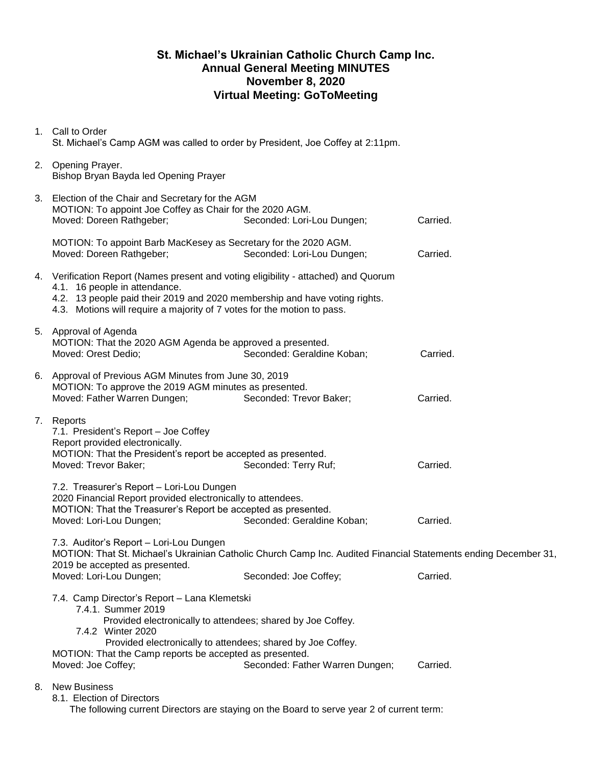# St. Michael's Ukrainian Catholic Church Camp Inc.
## Annual General Meeting MINUTES
## November 8, 2020
## Virtual Meeting: GoToMeeting

1. Call to Order
   St. Michael's Camp AGM was called to order by President, Joe Coffey at 2:11pm.

2. Opening Prayer.
   Bishop Bryan Bayda led Opening Prayer

3. Election of the Chair and Secretary for the AGM
   MOTION: To appoint Joe Coffey as Chair for the 2020 AGM.
   Moved: Doreen Rathgeber; Seconded: Lori-Lou Dungen; Carried.

   MOTION: To appoint Barb MacKesey as Secretary for the 2020 AGM.
   Moved: Doreen Rathgeber; Seconded: Lori-Lou Dungen; Carried.

4. Verification Report (Names present and voting eligibility - attached) and Quorum
   4.1. 16 people in attendance.
   4.2. 13 people paid their 2019 and 2020 membership and have voting rights.
   4.3. Motions will require a majority of 7 votes for the motion to pass.

5. Approval of Agenda
   MOTION: That the 2020 AGM Agenda be approved a presented.
   Moved: Orest Dedio; Seconded: Geraldine Koban; Carried.

6. Approval of Previous AGM Minutes from June 30, 2019
   MOTION: To approve the 2019 AGM minutes as presented.
   Moved: Father Warren Dungen; Seconded: Trevor Baker; Carried.

7. Reports
   7.1. President's Report – Joe Coffey
   Report provided electronically.
   MOTION: That the President's report be accepted as presented.
   Moved: Trevor Baker; Seconded: Terry Ruf; Carried.

   7.2. Treasurer's Report – Lori-Lou Dungen
   2020 Financial Report provided electronically to attendees.
   MOTION: That the Treasurer's Report be accepted as presented.
   Moved: Lori-Lou Dungen; Seconded: Geraldine Koban; Carried.

   7.3. Auditor's Report – Lori-Lou Dungen
   MOTION: That St. Michael's Ukrainian Catholic Church Camp Inc. Audited Financial Statements ending December 31, 2019 be accepted as presented.
   Moved: Lori-Lou Dungen; Seconded: Joe Coffey; Carried.

   7.4. Camp Director's Report – Lana Klemetski
   - 7.4.1. Summer 2019
     Provided electronically to attendees; shared by Joe Coffey.
   - 7.4.2 Winter 2020
     Provided electronically to attendees; shared by Joe Coffey.

   MOTION: That the Camp reports be accepted as presented.
   Moved: Joe Coffey; Seconded: Father Warren Dungen; Carried.

8. New Business
   8.1. Election of Directors
   The following current Directors are staying on the Board to serve year 2 of current term: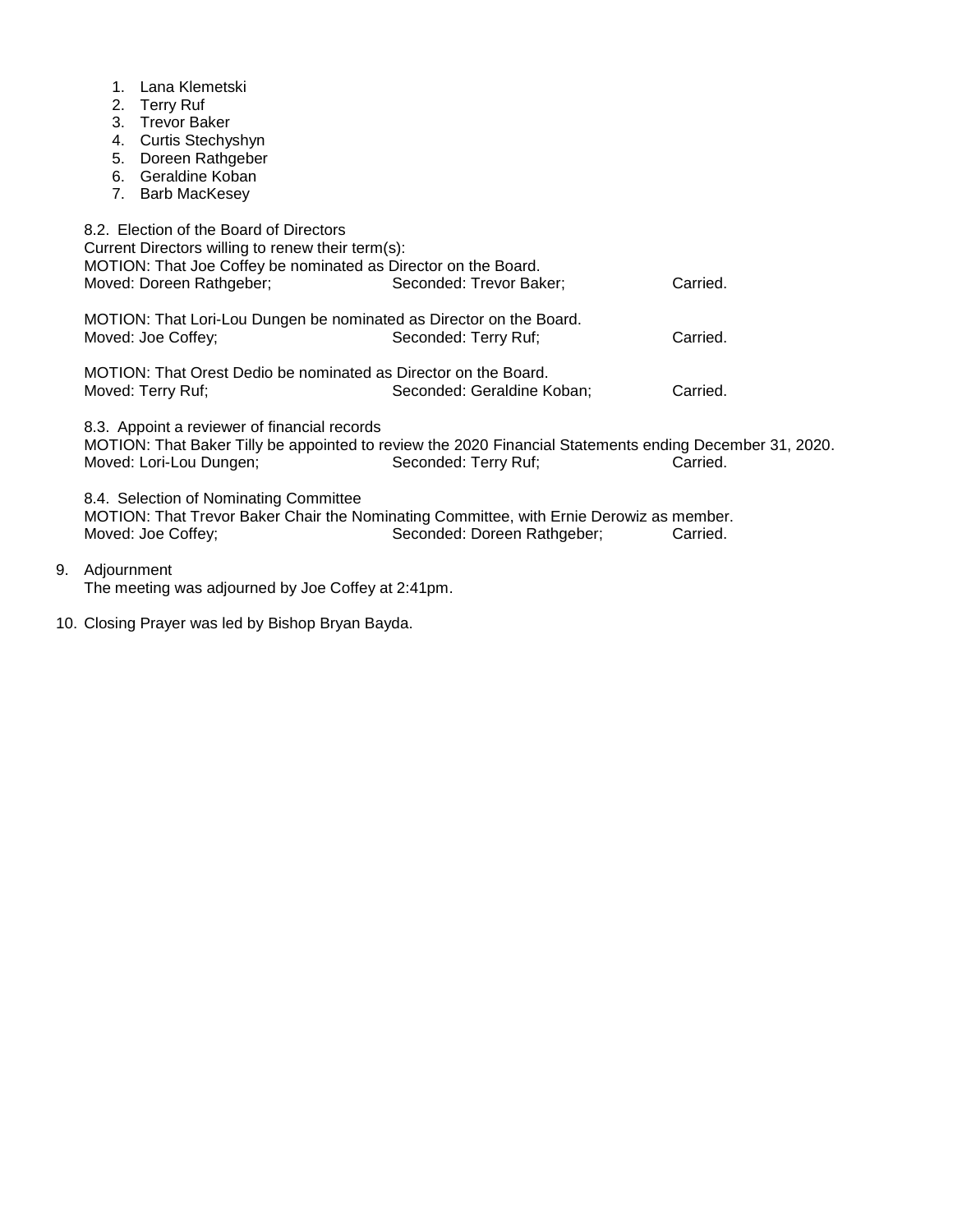1. Lana Klemetski
2. Terry Ruf
3. Trevor Baker
4. Curtis Stechyshyn
5. Doreen Rathgeber
6. Geraldine Koban
7. Barb MacKesey

8.2. Election of the Board of Directors
Current Directors willing to renew their term(s):
MOTION: That Joe Coffey be nominated as Director on the Board.
Moved: Doreen Rathgeber; Seconded: Trevor Baker; Carried.

MOTION: That Lori-Lou Dungen be nominated as Director on the Board.
Moved: Joe Coffey; Seconded: Terry Ruf; Carried.

MOTION: That Orest Dedio be nominated as Director on the Board.
Moved: Terry Ruf; Seconded: Geraldine Koban; Carried.

8.3. Appoint a reviewer of financial records
MOTION: That Baker Tilly be appointed to review the 2020 Financial Statements ending December 31, 2020.
Moved: Lori-Lou Dungen; Seconded: Terry Ruf; Carried.

8.4. Selection of Nominating Committee
MOTION: That Trevor Baker Chair the Nominating Committee, with Ernie Derowiz as member.
Moved: Joe Coffey; Seconded: Doreen Rathgeber; Carried.

9. Adjournment
   The meeting was adjourned by Joe Coffey at 2:41pm.

10. Closing Prayer was led by Bishop Bryan Bayda.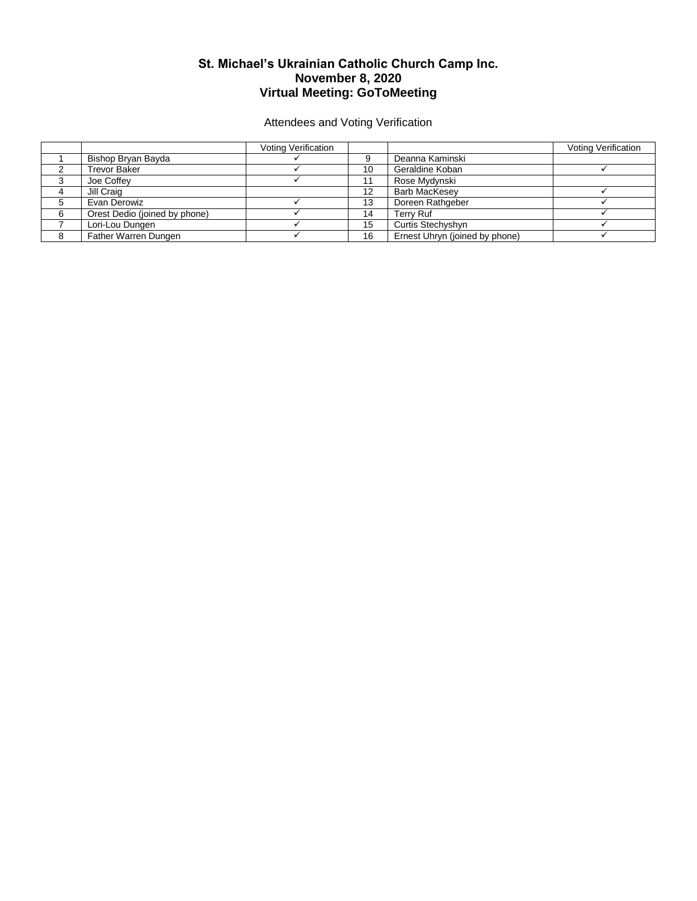**St. Michael's Ukrainian Catholic Church Camp Inc.**
**November 8, 2020**
**Virtual Meeting: GoToMeeting**

Attendees and Voting Verification

| | | Voting Verification | | | Voting Verification |
|---|---|---|---|---|---|
| 1 | Bishop Bryan Bayda | ✓ | 9 | Deanna Kaminski | |
| 2 | Trevor Baker | ✓ | 10 | Geraldine Koban | ✓ |
| 3 | Joe Coffey | ✓ | 11 | Rose Mydynski | |
| 4 | Jill Craig | | 12 | Barb MacKesey | ✓ |
| 5 | Evan Derowiz | ✓ | 13 | Doreen Rathgeber | ✓ |
| 6 | Orest Dedio (joined by phone) | ✓ | 14 | Terry Ruf | ✓ |
| 7 | Lori-Lou Dungen | ✓ | 15 | Curtis Stechyshyn | ✓ |
| 8 | Father Warren Dungen | ✓ | 16 | Ernest Uhryn (joined by phone) | ✓ |